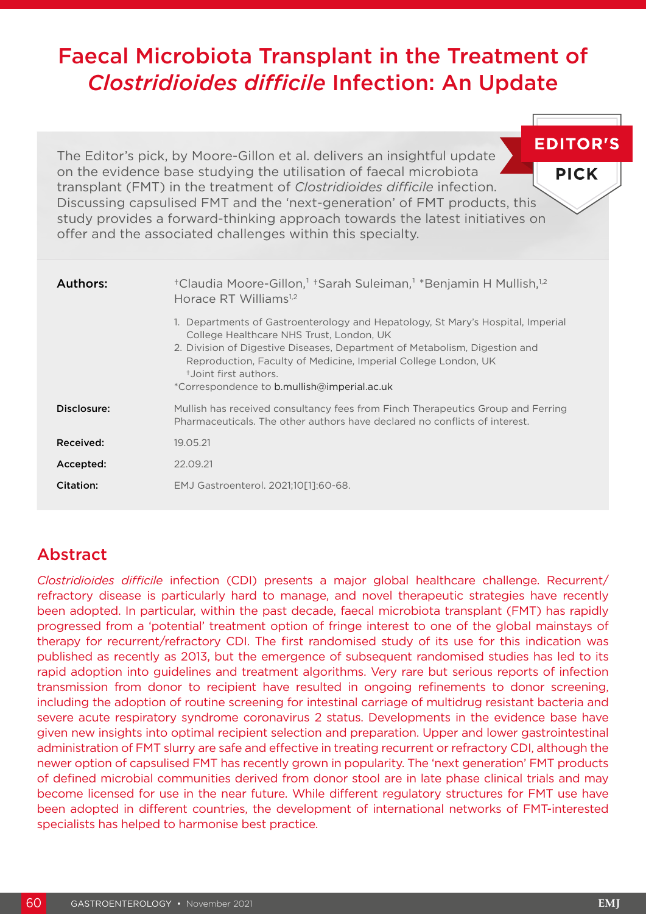# Faecal Microbiota Transplant in the Treatment of *Clostridioides difficile* Infection: An Update

**EDITOR'S PICK**

The Editor's pick, by Moore-Gillon et al. delivers an insightful update on the evidence base studying the utilisation of faecal microbiota transplant (FMT) in the treatment of *Clostridioides difficile* infection. Discussing capsulised FMT and the 'next-generation' of FMT products, this study provides a forward-thinking approach towards the latest initiatives on offer and the associated challenges within this specialty.

**Authors:** †Claudia Moore-Gillon,[1] †Sarah Suleiman,[1] *Benjamin H Mullish,[1,2] Horace RT Williams[1,2]

1. Departments of Gastroenterology and Hepatology, St Mary's Hospital, Imperial College Healthcare NHS Trust, London, UK
2. Division of Digestive Diseases, Department of Metabolism, Digestion and Reproduction, Faculty of Medicine, Imperial College London, UK

†Joint first authors.
*Correspondence to b.mullish@imperial.ac.uk

**Disclosure:** Mullish has received consultancy fees from Finch Therapeutics Group and Ferring Pharmaceuticals. The other authors have declared no conflicts of interest.

**Received:** 19.05.21

**Accepted:** 22.09.21

**Citation:** EMJ Gastroenterol. 2021;10[1]:60-68.

## Abstract

*Clostridioides difficile* infection (CDI) presents a major global healthcare challenge. Recurrent/refractory disease is particularly hard to manage, and novel therapeutic strategies have recently been adopted. In particular, within the past decade, faecal microbiota transplant (FMT) has rapidly progressed from a 'potential' treatment option of fringe interest to one of the global mainstays of therapy for recurrent/refractory CDI. The first randomised study of its use for this indication was published as recently as 2013, but the emergence of subsequent randomised studies has led to its rapid adoption into guidelines and treatment algorithms. Very rare but serious reports of infection transmission from donor to recipient have resulted in ongoing refinements to donor screening, including the adoption of routine screening for intestinal carriage of multidrug resistant bacteria and severe acute respiratory syndrome coronavirus 2 status. Developments in the evidence base have given new insights into optimal recipient selection and preparation. Upper and lower gastrointestinal administration of FMT slurry are safe and effective in treating recurrent or refractory CDI, although the newer option of capsulised FMT has recently grown in popularity. The 'next generation' FMT products of defined microbial communities derived from donor stool are in late phase clinical trials and may become licensed for use in the near future. While different regulatory structures for FMT use have been adopted in different countries, the development of international networks of FMT-interested specialists has helped to harmonise best practice.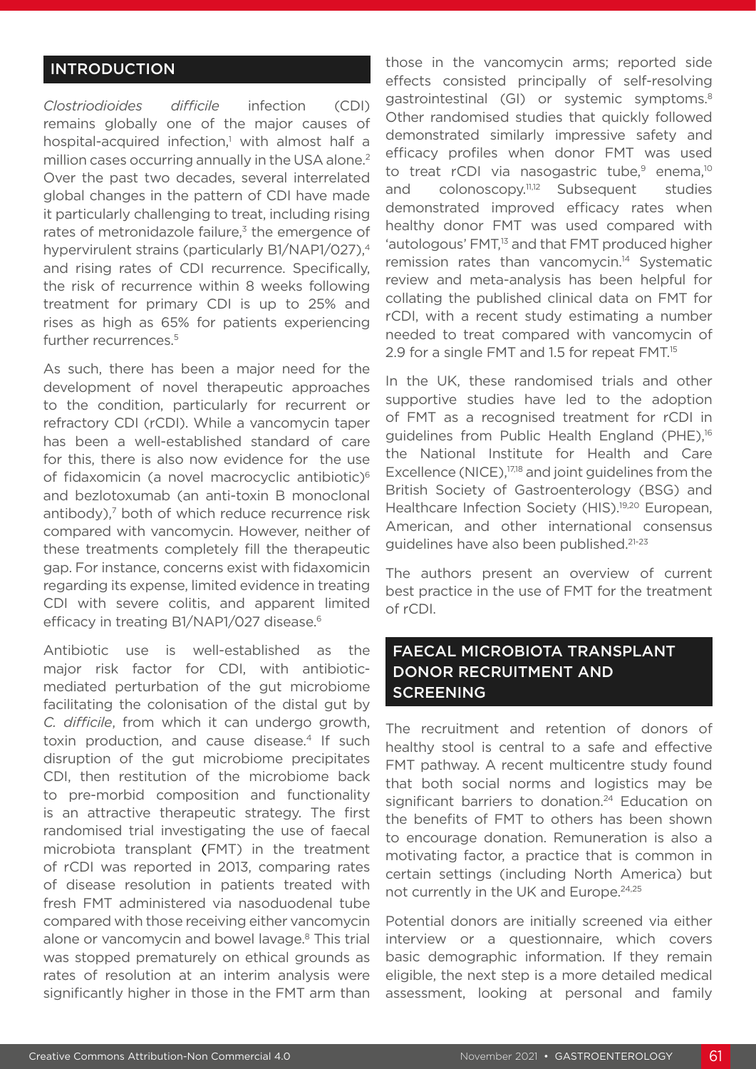## INTRODUCTION

*Clostridioides difficile* infection (CDI) remains globally one of the major causes of hospital-acquired infection,[1] with almost half a million cases occurring annually in the USA alone.[2] Over the past two decades, several interrelated global changes in the pattern of CDI have made it particularly challenging to treat, including rising rates of metronidazole failure,[3] the emergence of hypervirulent strains (particularly B1/NAP1/027),[4] and rising rates of CDI recurrence. Specifically, the risk of recurrence within 8 weeks following treatment for primary CDI is up to 25% and rises as high as 65% for patients experiencing further recurrences.[5]

As such, there has been a major need for the development of novel therapeutic approaches to the condition, particularly for recurrent or refractory CDI (rCDI). While a vancomycin taper has been a well-established standard of care for this, there is also now evidence for the use of fidaxomicin (a novel macrocyclic antibiotic)[6] and bezlotoxumab (an anti-toxin B monoclonal antibody),[7] both of which reduce recurrence risk compared with vancomycin. However, neither of these treatments completely fill the therapeutic gap. For instance, concerns exist with fidaxomicin regarding its expense, limited evidence in treating CDI with severe colitis, and apparent limited efficacy in treating B1/NAP1/027 disease.[6]

Antibiotic use is well-established as the major risk factor for CDI, with antibiotic-mediated perturbation of the gut microbiome facilitating the colonisation of the distal gut by *C. difficile*, from which it can undergo growth, toxin production, and cause disease.[4] If such disruption of the gut microbiome precipitates CDI, then restitution of the microbiome back to pre-morbid composition and functionality is an attractive therapeutic strategy. The first randomised trial investigating the use of faecal microbiota transplant (FMT) in the treatment of rCDI was reported in 2013, comparing rates of disease resolution in patients treated with fresh FMT administered via nasoduodenal tube compared with those receiving either vancomycin alone or vancomycin and bowel lavage.[8] This trial was stopped prematurely on ethical grounds as rates of resolution at an interim analysis were significantly higher in those in the FMT arm than those in the vancomycin arms; reported side effects consisted principally of self-resolving gastrointestinal (GI) or systemic symptoms.[8] Other randomised studies that quickly followed demonstrated similarly impressive safety and efficacy profiles when donor FMT was used to treat rCDI via nasogastric tube,[9] enema,[10] and colonoscopy.[11,12] Subsequent studies demonstrated improved efficacy rates when healthy donor FMT was used compared with 'autologous' FMT,[13] and that FMT produced higher remission rates than vancomycin.[14] Systematic review and meta-analysis has been helpful for collating the published clinical data on FMT for rCDI, with a recent study estimating a number needed to treat compared with vancomycin of 2.9 for a single FMT and 1.5 for repeat FMT.[15]

In the UK, these randomised trials and other supportive studies have led to the adoption of FMT as a recognised treatment for rCDI in guidelines from Public Health England (PHE),[16] the National Institute for Health and Care Excellence (NICE),[17,18] and joint guidelines from the British Society of Gastroenterology (BSG) and Healthcare Infection Society (HIS).[19,20] European, American, and other international consensus guidelines have also been published.[21-23]

The authors present an overview of current best practice in the use of FMT for the treatment of rCDI.

## FAECAL MICROBIOTA TRANSPLANT DONOR RECRUITMENT AND SCREENING

The recruitment and retention of donors of healthy stool is central to a safe and effective FMT pathway. A recent multicentre study found that both social norms and logistics may be significant barriers to donation.[24] Education on the benefits of FMT to others has been shown to encourage donation. Remuneration is also a motivating factor, a practice that is common in certain settings (including North America) but not currently in the UK and Europe.[24,25]

Potential donors are initially screened via either interview or a questionnaire, which covers basic demographic information. If they remain eligible, the next step is a more detailed medical assessment, looking at personal and family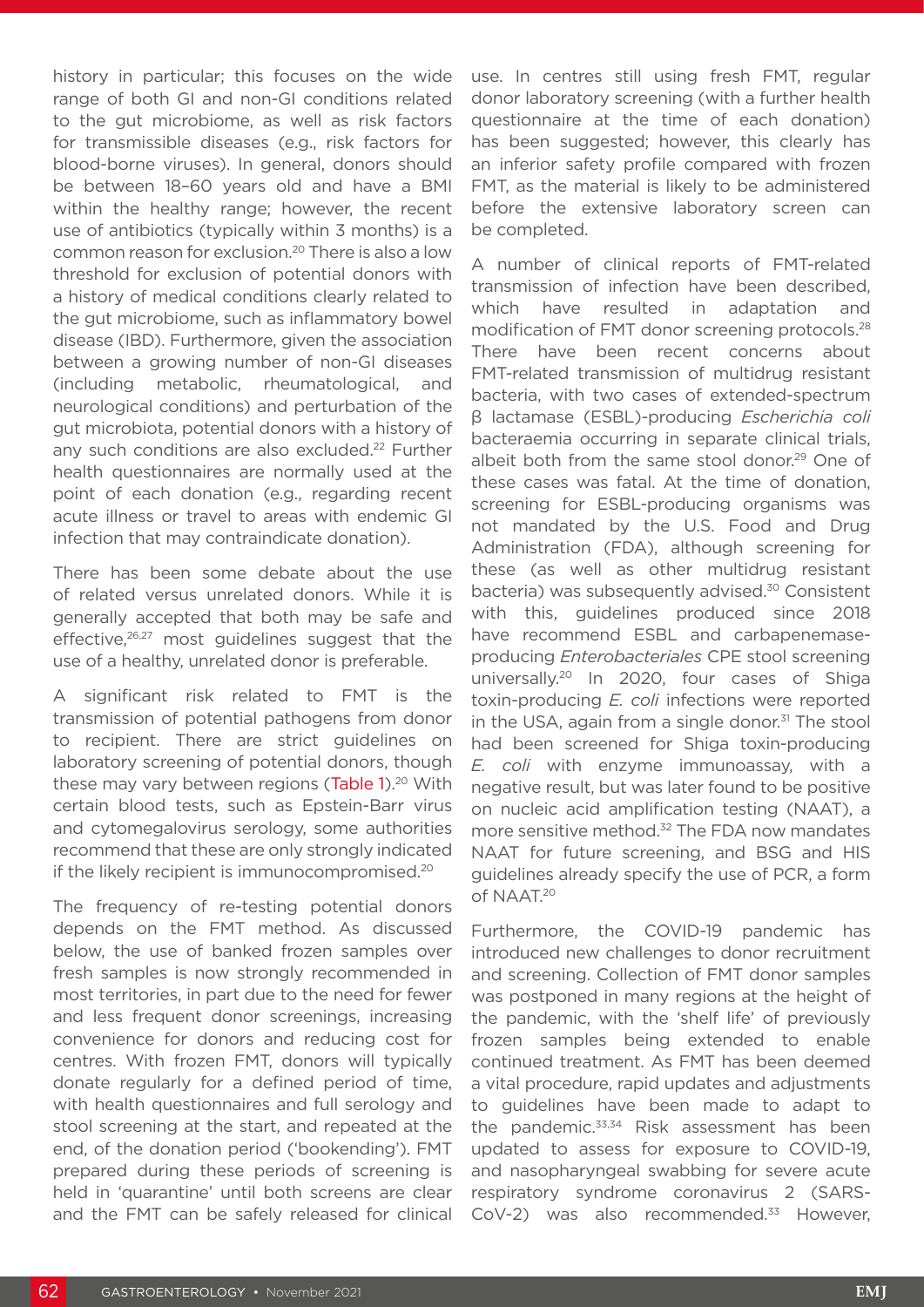history in particular; this focuses on the wide range of both GI and non-GI conditions related to the gut microbiome, as well as risk factors for transmissible diseases (e.g., risk factors for blood-borne viruses). In general, donors should be between 18–60 years old and have a BMI within the healthy range; however, the recent use of antibiotics (typically within 3 months) is a common reason for exclusion.[20] There is also a low threshold for exclusion of potential donors with a history of medical conditions clearly related to the gut microbiome, such as inflammatory bowel disease (IBD). Furthermore, given the association between a growing number of non-GI diseases (including metabolic, rheumatological, and neurological conditions) and perturbation of the gut microbiota, potential donors with a history of any such conditions are also excluded.[22] Further health questionnaires are normally used at the point of each donation (e.g., regarding recent acute illness or travel to areas with endemic GI infection that may contraindicate donation).

There has been some debate about the use of related versus unrelated donors. While it is generally accepted that both may be safe and effective,[26,27] most guidelines suggest that the use of a healthy, unrelated donor is preferable.

A significant risk related to FMT is the transmission of potential pathogens from donor to recipient. There are strict guidelines on laboratory screening of potential donors, though these may vary between regions (Table 1).[20] With certain blood tests, such as Epstein-Barr virus and cytomegalovirus serology, some authorities recommend that these are only strongly indicated if the likely recipient is immunocompromised.[20]

The frequency of re-testing potential donors depends on the FMT method. As discussed below, the use of banked frozen samples over fresh samples is now strongly recommended in most territories, in part due to the need for fewer and less frequent donor screenings, increasing convenience for donors and reducing cost for centres. With frozen FMT, donors will typically donate regularly for a defined period of time, with health questionnaires and full serology and stool screening at the start, and repeated at the end, of the donation period ('bookending'). FMT prepared during these periods of screening is held in 'quarantine' until both screens are clear and the FMT can be safely released for clinical use. In centres still using fresh FMT, regular donor laboratory screening (with a further health questionnaire at the time of each donation) has been suggested; however, this clearly has an inferior safety profile compared with frozen FMT, as the material is likely to be administered before the extensive laboratory screen can be completed.

A number of clinical reports of FMT-related transmission of infection have been described, which have resulted in adaptation and modification of FMT donor screening protocols.[28] There have been recent concerns about FMT-related transmission of multidrug resistant bacteria, with two cases of extended-spectrum β lactamase (ESBL)-producing *Escherichia coli* bacteraemia occurring in separate clinical trials, albeit both from the same stool donor.[29] One of these cases was fatal. At the time of donation, screening for ESBL-producing organisms was not mandated by the U.S. Food and Drug Administration (FDA), although screening for these (as well as other multidrug resistant bacteria) was subsequently advised.[30] Consistent with this, guidelines produced since 2018 have recommend ESBL and carbapenemase-producing *Enterobacteriales* CPE stool screening universally.[20] In 2020, four cases of Shiga toxin-producing *E. coli* infections were reported in the USA, again from a single donor.[31] The stool had been screened for Shiga toxin-producing *E. coli* with enzyme immunoassay, with a negative result, but was later found to be positive on nucleic acid amplification testing (NAAT), a more sensitive method.[32] The FDA now mandates NAAT for future screening, and BSG and HIS guidelines already specify the use of PCR, a form of NAAT.[20]

Furthermore, the COVID-19 pandemic has introduced new challenges to donor recruitment and screening. Collection of FMT donor samples was postponed in many regions at the height of the pandemic, with the 'shelf life' of previously frozen samples being extended to enable continued treatment. As FMT has been deemed a vital procedure, rapid updates and adjustments to guidelines have been made to adapt to the pandemic.[33,34] Risk assessment has been updated to assess for exposure to COVID-19, and nasopharyngeal swabbing for severe acute respiratory syndrome coronavirus 2 (SARS-CoV-2) was also recommended.[33] However,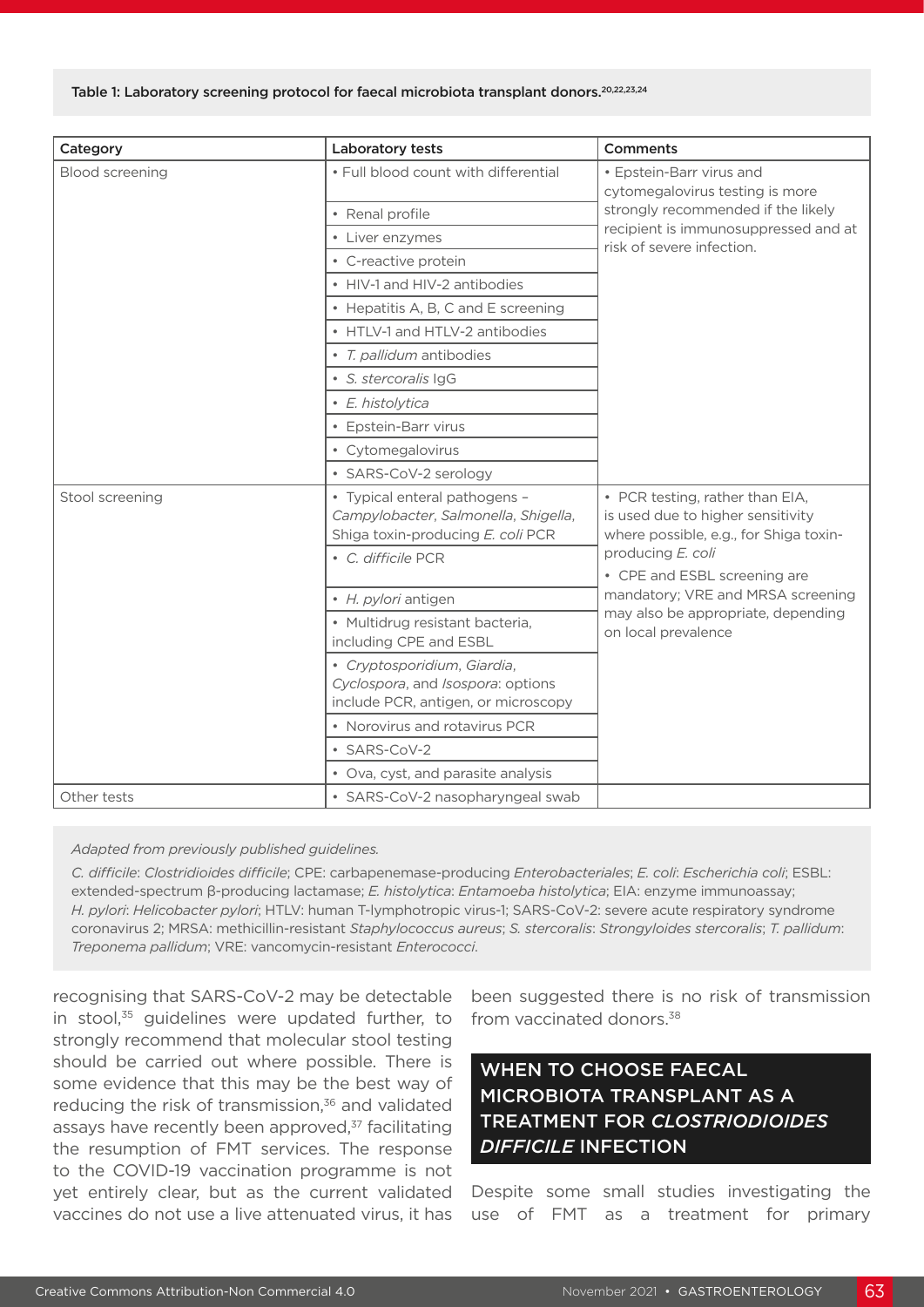Table 1: Laboratory screening protocol for faecal microbiota transplant donors.[20,22,23,24]

| Category | Laboratory tests | Comments |
|---|---|---|
| Blood screening | • Full blood count with differential | • Epstein-Barr virus and cytomegalovirus testing is more strongly recommended if the likely recipient is immunosuppressed and at risk of severe infection. |
| | • Renal profile | |
| | • Liver enzymes | |
| | • C-reactive protein | |
| | • HIV-1 and HIV-2 antibodies | |
| | • Hepatitis A, B, C and E screening | |
| | • HTLV-1 and HTLV-2 antibodies | |
| | • *T. pallidum* antibodies | |
| | • *S. stercoralis* IgG | |
| | • *E. histolytica* | |
| | • Epstein-Barr virus | |
| | • Cytomegalovirus | |
| | • SARS-CoV-2 serology | |
| Stool screening | • Typical enteral pathogens – *Campylobacter*, *Salmonella*, *Shigella*, Shiga toxin-producing *E. coli* PCR | • PCR testing, rather than EIA, is used due to higher sensitivity where possible, e.g., for Shiga toxin-producing *E. coli* • CPE and ESBL screening are mandatory; VRE and MRSA screening may also be appropriate, depending on local prevalence |
| | • *C. difficile* PCR | |
| | • *H. pylori* antigen | |
| | • Multidrug resistant bacteria, including CPE and ESBL | |
| | • *Cryptosporidium*, *Giardia*, *Cyclospora*, and *Isospora*: options include PCR, antigen, or microscopy | |
| | • Norovirus and rotavirus PCR | |
| | • SARS-CoV-2 | |
| | • Ova, cyst, and parasite analysis | |
| Other tests | • SARS-CoV-2 nasopharyngeal swab | |

*Adapted from previously published guidelines.*

*C. difficile*: *Clostridioides difficile*; CPE: carbapenemase-producing *Enterobacteriales*; *E. coli*: *Escherichia coli*; ESBL: extended-spectrum β-producing lactamase; *E. histolytica*: *Entamoeba histolytica*; EIA: enzyme immunoassay; *H. pylori*: *Helicobacter pylori*; HTLV: human T-lymphotropic virus-1; SARS-CoV-2: severe acute respiratory syndrome coronavirus 2; MRSA: methicillin-resistant *Staphylococcus aureus*; *S. stercoralis*: *Strongyloides stercoralis*; *T. pallidum*: *Treponema pallidum*; VRE: vancomycin-resistant *Enterococci*.

recognising that SARS-CoV-2 may be detectable in stool,[35] guidelines were updated further, to strongly recommend that molecular stool testing should be carried out where possible. There is some evidence that this may be the best way of reducing the risk of transmission,[36] and validated assays have recently been approved,[37] facilitating the resumption of FMT services. The response to the COVID-19 vaccination programme is not yet entirely clear, but as the current validated vaccines do not use a live attenuated virus, it has been suggested there is no risk of transmission from vaccinated donors.[38]

## WHEN TO CHOOSE FAECAL MICROBIOTA TRANSPLANT AS A TREATMENT FOR *CLOSTRIODIOIDES DIFFICILE* INFECTION

Despite some small studies investigating the use of FMT as a treatment for primary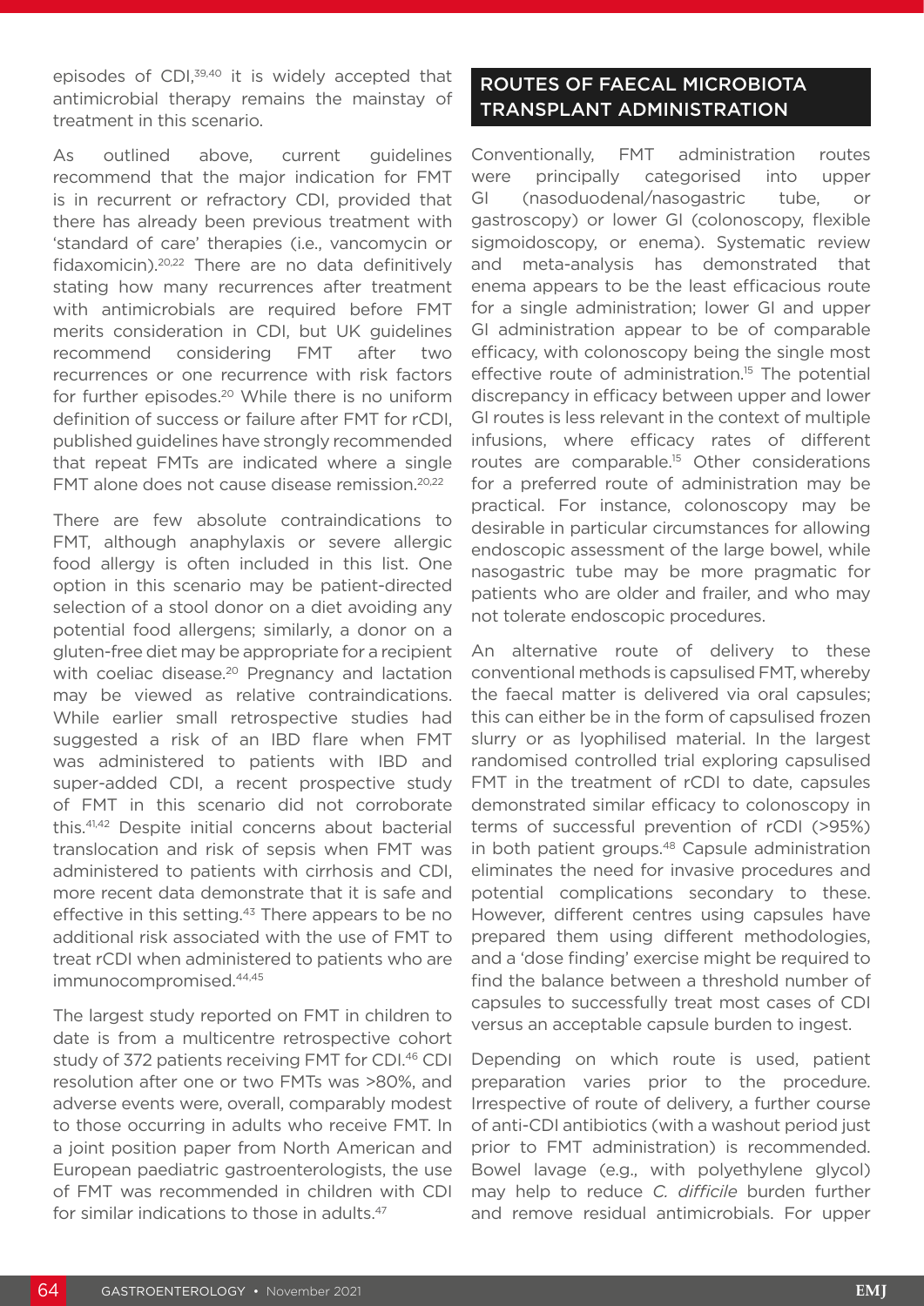episodes of CDI,[39,40] it is widely accepted that antimicrobial therapy remains the mainstay of treatment in this scenario.

As outlined above, current guidelines recommend that the major indication for FMT is in recurrent or refractory CDI, provided that there has already been previous treatment with 'standard of care' therapies (i.e., vancomycin or fidaxomicin).[20,22] There are no data definitively stating how many recurrences after treatment with antimicrobials are required before FMT merits consideration in CDI, but UK guidelines recommend considering FMT after two recurrences or one recurrence with risk factors for further episodes.[20] While there is no uniform definition of success or failure after FMT for rCDI, published guidelines have strongly recommended that repeat FMTs are indicated where a single FMT alone does not cause disease remission.[20,22]

There are few absolute contraindications to FMT, although anaphylaxis or severe allergic food allergy is often included in this list. One option in this scenario may be patient-directed selection of a stool donor on a diet avoiding any potential food allergens; similarly, a donor on a gluten-free diet may be appropriate for a recipient with coeliac disease.[20] Pregnancy and lactation may be viewed as relative contraindications. While earlier small retrospective studies had suggested a risk of an IBD flare when FMT was administered to patients with IBD and super-added CDI, a recent prospective study of FMT in this scenario did not corroborate this.[41,42] Despite initial concerns about bacterial translocation and risk of sepsis when FMT was administered to patients with cirrhosis and CDI, more recent data demonstrate that it is safe and effective in this setting.[43] There appears to be no additional risk associated with the use of FMT to treat rCDI when administered to patients who are immunocompromised.[44,45]

The largest study reported on FMT in children to date is from a multicentre retrospective cohort study of 372 patients receiving FMT for CDI.[46] CDI resolution after one or two FMTs was >80%, and adverse events were, overall, comparably modest to those occurring in adults who receive FMT. In a joint position paper from North American and European paediatric gastroenterologists, the use of FMT was recommended in children with CDI for similar indications to those in adults.[47]

## ROUTES OF FAECAL MICROBIOTA TRANSPLANT ADMINISTRATION

Conventionally, FMT administration routes were principally categorised into upper GI (nasoduodenal/nasogastric tube, or gastroscopy) or lower GI (colonoscopy, flexible sigmoidoscopy, or enema). Systematic review and meta-analysis has demonstrated that enema appears to be the least efficacious route for a single administration; lower GI and upper GI administration appear to be of comparable efficacy, with colonoscopy being the single most effective route of administration.[15] The potential discrepancy in efficacy between upper and lower GI routes is less relevant in the context of multiple infusions, where efficacy rates of different routes are comparable.[15] Other considerations for a preferred route of administration may be practical. For instance, colonoscopy may be desirable in particular circumstances for allowing endoscopic assessment of the large bowel, while nasogastric tube may be more pragmatic for patients who are older and frailer, and who may not tolerate endoscopic procedures.

An alternative route of delivery to these conventional methods is capsulised FMT, whereby the faecal matter is delivered via oral capsules; this can either be in the form of capsulised frozen slurry or as lyophilised material. In the largest randomised controlled trial exploring capsulised FMT in the treatment of rCDI to date, capsules demonstrated similar efficacy to colonoscopy in terms of successful prevention of rCDI (>95%) in both patient groups.[48] Capsule administration eliminates the need for invasive procedures and potential complications secondary to these. However, different centres using capsules have prepared them using different methodologies, and a 'dose finding' exercise might be required to find the balance between a threshold number of capsules to successfully treat most cases of CDI versus an acceptable capsule burden to ingest.

Depending on which route is used, patient preparation varies prior to the procedure. Irrespective of route of delivery, a further course of anti-CDI antibiotics (with a washout period just prior to FMT administration) is recommended. Bowel lavage (e.g., with polyethylene glycol) may help to reduce *C. difficile* burden further and remove residual antimicrobials. For upper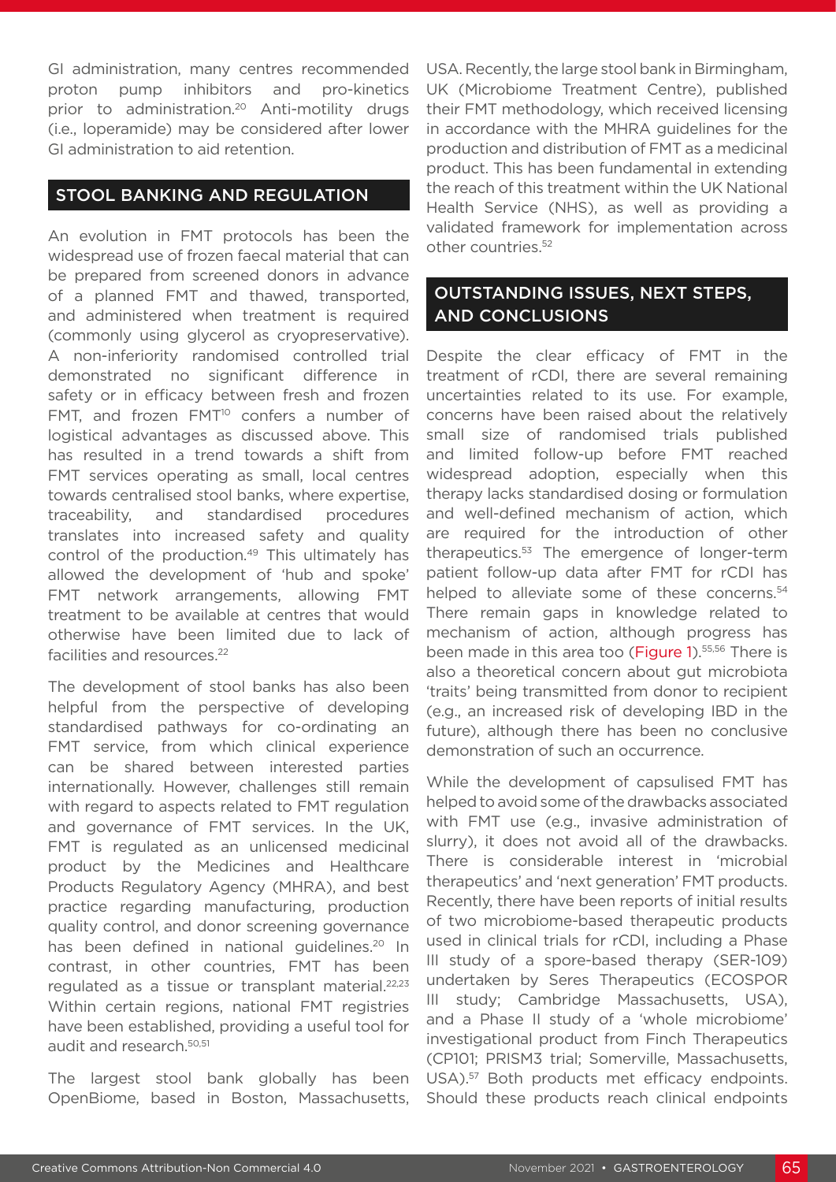GI administration, many centres recommended proton pump inhibitors and pro-kinetics prior to administration.[20] Anti-motility drugs (i.e., loperamide) may be considered after lower GI administration to aid retention.

## STOOL BANKING AND REGULATION

An evolution in FMT protocols has been the widespread use of frozen faecal material that can be prepared from screened donors in advance of a planned FMT and thawed, transported, and administered when treatment is required (commonly using glycerol as cryopreservative). A non-inferiority randomised controlled trial demonstrated no significant difference in safety or in efficacy between fresh and frozen FMT, and frozen FMT[10] confers a number of logistical advantages as discussed above. This has resulted in a trend towards a shift from FMT services operating as small, local centres towards centralised stool banks, where expertise, traceability, and standardised procedures translates into increased safety and quality control of the production.[49] This ultimately has allowed the development of 'hub and spoke' FMT network arrangements, allowing FMT treatment to be available at centres that would otherwise have been limited due to lack of facilities and resources.[22]

The development of stool banks has also been helpful from the perspective of developing standardised pathways for co-ordinating an FMT service, from which clinical experience can be shared between interested parties internationally. However, challenges still remain with regard to aspects related to FMT regulation and governance of FMT services. In the UK, FMT is regulated as an unlicensed medicinal product by the Medicines and Healthcare Products Regulatory Agency (MHRA), and best practice regarding manufacturing, production quality control, and donor screening governance has been defined in national guidelines.[20] In contrast, in other countries, FMT has been regulated as a tissue or transplant material.[22,23] Within certain regions, national FMT registries have been established, providing a useful tool for audit and research.[50,51]

The largest stool bank globally has been OpenBiome, based in Boston, Massachusetts, USA. Recently, the large stool bank in Birmingham, UK (Microbiome Treatment Centre), published their FMT methodology, which received licensing in accordance with the MHRA guidelines for the production and distribution of FMT as a medicinal product. This has been fundamental in extending the reach of this treatment within the UK National Health Service (NHS), as well as providing a validated framework for implementation across other countries.[52]

## OUTSTANDING ISSUES, NEXT STEPS, AND CONCLUSIONS

Despite the clear efficacy of FMT in the treatment of rCDI, there are several remaining uncertainties related to its use. For example, concerns have been raised about the relatively small size of randomised trials published and limited follow-up before FMT reached widespread adoption, especially when this therapy lacks standardised dosing or formulation and well-defined mechanism of action, which are required for the introduction of other therapeutics.[53] The emergence of longer-term patient follow-up data after FMT for rCDI has helped to alleviate some of these concerns.[54] There remain gaps in knowledge related to mechanism of action, although progress has been made in this area too (Figure 1).[55,56] There is also a theoretical concern about gut microbiota 'traits' being transmitted from donor to recipient (e.g., an increased risk of developing IBD in the future), although there has been no conclusive demonstration of such an occurrence.

While the development of capsulised FMT has helped to avoid some of the drawbacks associated with FMT use (e.g., invasive administration of slurry), it does not avoid all of the drawbacks. There is considerable interest in 'microbial therapeutics' and 'next generation' FMT products. Recently, there have been reports of initial results of two microbiome-based therapeutic products used in clinical trials for rCDI, including a Phase III study of a spore-based therapy (SER-109) undertaken by Seres Therapeutics (ECOSPOR III study; Cambridge Massachusetts, USA), and a Phase II study of a 'whole microbiome' investigational product from Finch Therapeutics (CP101; PRISM3 trial; Somerville, Massachusetts, USA).[57] Both products met efficacy endpoints. Should these products reach clinical endpoints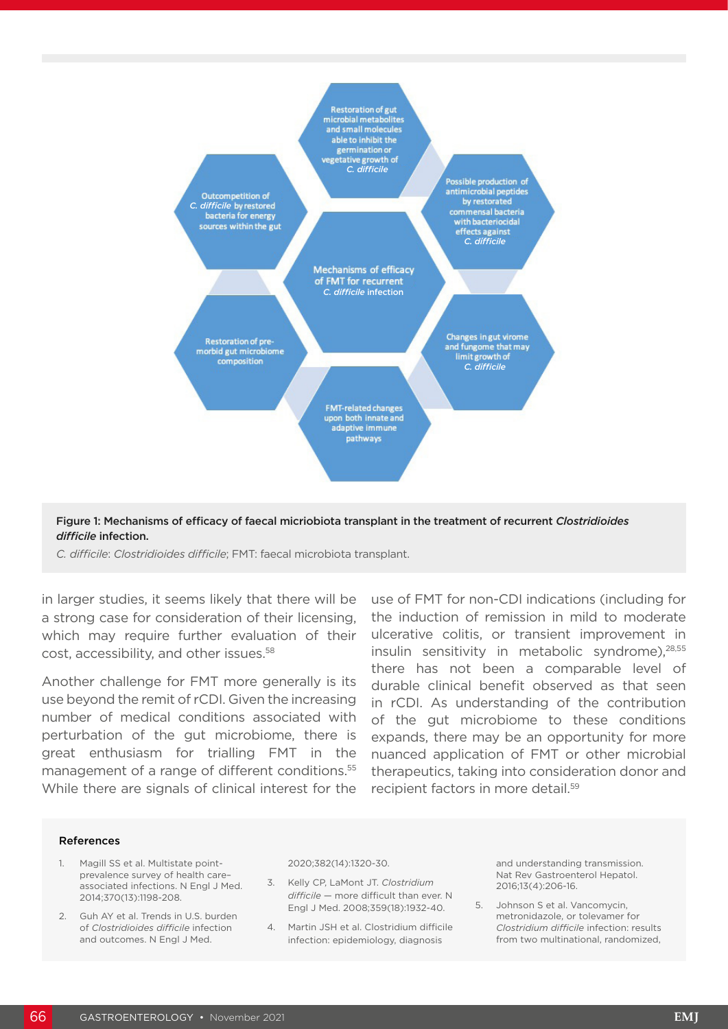Figure 1: Mechanisms of efficacy of faecal micriobiota transplant in the treatment of recurrent *Clostridioides difficile* infection.

*C. difficile*: *Clostridioides difficile*; FMT: faecal microbiota transplant.

in larger studies, it seems likely that there will be a strong case for consideration of their licensing, which may require further evaluation of their cost, accessibility, and other issues.[58]

Another challenge for FMT more generally is its use beyond the remit of rCDI. Given the increasing number of medical conditions associated with perturbation of the gut microbiome, there is great enthusiasm for trialling FMT in the management of a range of different conditions.[55] While there are signals of clinical interest for the use of FMT for non-CDI indications (including for the induction of remission in mild to moderate ulcerative colitis, or transient improvement in insulin sensitivity in metabolic syndrome),[28,55] there has not been a comparable level of durable clinical benefit observed as that seen in rCDI. As understanding of the contribution of the gut microbiome to these conditions expands, there may be an opportunity for more nuanced application of FMT or other microbial therapeutics, taking into consideration donor and recipient factors in more detail.[59]

### References

1. Magill SS et al. Multistate point-prevalence survey of health care–associated infections. N Engl J Med. 2014;370(13):1198-208.
2. Guh AY et al. Trends in U.S. burden of *Clostridioides difficile* infection and outcomes. N Engl J Med. 2020;382(14):1320-30.
3. Kelly CP, LaMont JT. *Clostridium difficile* — more difficult than ever. N Engl J Med. 2008;359(18):1932-40.
4. Martin JSH et al. Clostridium difficile infection: epidemiology, diagnosis and understanding transmission. Nat Rev Gastroenterol Hepatol. 2016;13(4):206-16.
5. Johnson S et al. Vancomycin, metronidazole, or tolevamer for *Clostridium difficile* infection: results from two multinational, randomized,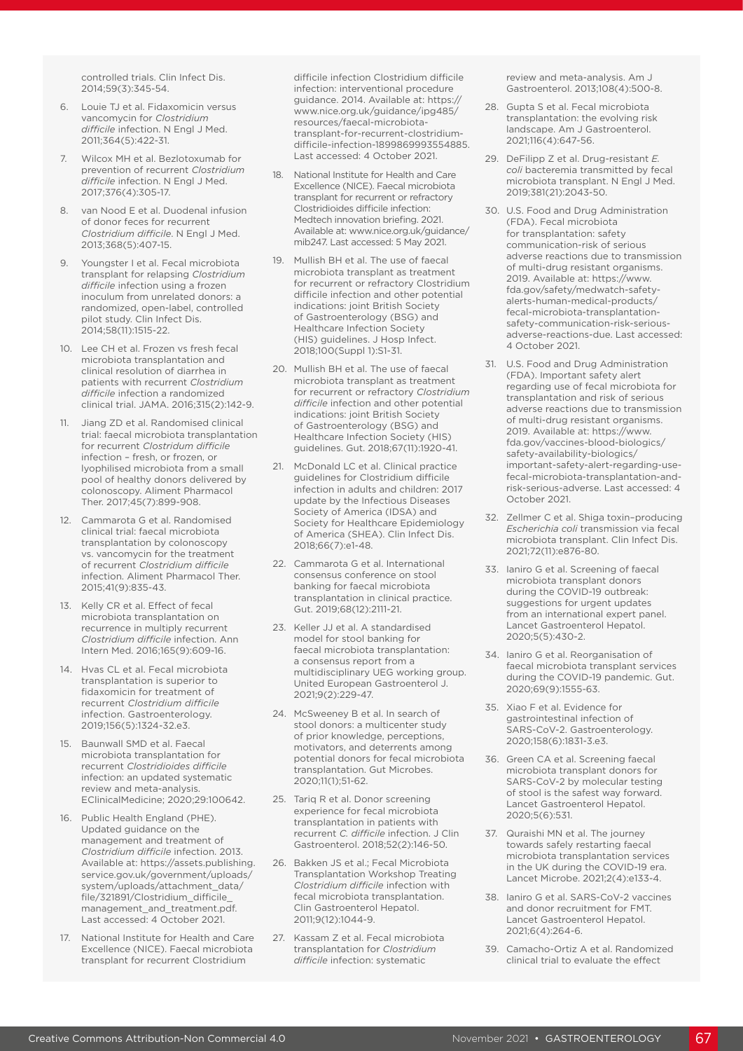controlled trials. Clin Infect Dis. 2014;59(3):345-54.

6. Louie TJ et al. Fidaxomicin versus vancomycin for *Clostridium difficile* infection. N Engl J Med. 2011;364(5):422-31.
7. Wilcox MH et al. Bezlotoxumab for prevention of recurrent *Clostridium difficile* infection. N Engl J Med. 2017;376(4):305-17.
8. van Nood E et al. Duodenal infusion of donor feces for recurrent *Clostridium difficile*. N Engl J Med. 2013;368(5):407-15.
9. Youngster I et al. Fecal microbiota transplant for relapsing *Clostridium difficile* infection using a frozen inoculum from unrelated donors: a randomized, open-label, controlled pilot study. Clin Infect Dis. 2014;58(11):1515-22.
10. Lee CH et al. Frozen vs fresh fecal microbiota transplantation and clinical resolution of diarrhea in patients with recurrent *Clostridium difficile* infection a randomized clinical trial. JAMA. 2016;315(2):142-9.
11. Jiang ZD et al. Randomised clinical trial: faecal microbiota transplantation for recurrent *Clostridum difficile* infection – fresh, or frozen, or lyophilised microbiota from a small pool of healthy donors delivered by colonoscopy. Aliment Pharmacol Ther. 2017;45(7):899-908.
12. Cammarota G et al. Randomised clinical trial: faecal microbiota transplantation by colonoscopy vs. vancomycin for the treatment of recurrent *Clostridium difficile* infection. Aliment Pharmacol Ther. 2015;41(9):835-43.
13. Kelly CR et al. Effect of fecal microbiota transplantation on recurrence in multiply recurrent *Clostridium difficile* infection. Ann Intern Med. 2016;165(9):609-16.
14. Hvas CL et al. Fecal microbiota transplantation is superior to fidaxomicin for treatment of recurrent *Clostridium difficile* infection. Gastroenterology. 2019;156(5):1324-32.e3.
15. Baunwall SMD et al. Faecal microbiota transplantation for recurrent *Clostridioides difficile* infection: an updated systematic review and meta-analysis. EClinicalMedicine; 2020;29:100642.
16. Public Health England (PHE). Updated guidance on the management and treatment of *Clostridium difficile* infection. 2013. Available at: https://assets.publishing.service.gov.uk/government/uploads/system/uploads/attachment_data/file/321891/Clostridium_difficile_management_and_treatment.pdf. Last accessed: 4 October 2021.
17. National Institute for Health and Care Excellence (NICE). Faecal microbiota transplant for recurrent Clostridium difficile infection Clostridium difficile infection: interventional procedure guidance. 2014. Available at: https://www.nice.org.uk/guidance/ipg485/resources/faecal-microbiota-transplant-for-recurrent-clostridium-difficile-infection-1899869993554885. Last accessed: 4 October 2021.
18. National Institute for Health and Care Excellence (NICE). Faecal microbiota transplant for recurrent or refractory Clostridioides difficile infection: Medtech innovation briefing. 2021. Available at: www.nice.org.uk/guidance/mib247. Last accessed: 5 May 2021.
19. Mullish BH et al. The use of faecal microbiota transplant as treatment for recurrent or refractory Clostridium difficile infection and other potential indications: joint British Society of Gastroenterology (BSG) and Healthcare Infection Society (HIS) guidelines. J Hosp Infect. 2018;100(Suppl 1):S1-31.
20. Mullish BH et al. The use of faecal microbiota transplant as treatment for recurrent or refractory *Clostridium difficile* infection and other potential indications: joint British Society of Gastroenterology (BSG) and Healthcare Infection Society (HIS) guidelines. Gut. 2018;67(11):1920-41.
21. McDonald LC et al. Clinical practice guidelines for Clostridium difficile infection in adults and children: 2017 update by the Infectious Diseases Society of America (IDSA) and Society for Healthcare Epidemiology of America (SHEA). Clin Infect Dis. 2018;66(7):e1-48.
22. Cammarota G et al. International consensus conference on stool banking for faecal microbiota transplantation in clinical practice. Gut. 2019;68(12):2111-21.
23. Keller JJ et al. A standardised model for stool banking for faecal microbiota transplantation: a consensus report from a multidisciplinary UEG working group. United European Gastroenterol J. 2021;9(2):229-47.
24. McSweeney B et al. In search of stool donors: a multicenter study of prior knowledge, perceptions, motivators, and deterrents among potential donors for fecal microbiota transplantation. Gut Microbes. 2020;11(1);51-62.
25. Tariq R et al. Donor screening experience for fecal microbiota transplantation in patients with recurrent *C. difficile* infection. J Clin Gastroenterol. 2018;52(2):146-50.
26. Bakken JS et al.; Fecal Microbiota Transplantation Workshop Treating *Clostridium difficile* infection with fecal microbiota transplantation. Clin Gastroenterol Hepatol. 2011;9(12):1044-9.
27. Kassam Z et al. Fecal microbiota transplantation for *Clostridium difficile* infection: systematic review and meta-analysis. Am J Gastroenterol. 2013;108(4):500-8.
28. Gupta S et al. Fecal microbiota transplantation: the evolving risk landscape. Am J Gastroenterol. 2021;116(4):647-56.
29. DeFilipp Z et al. Drug-resistant *E. coli* bacteremia transmitted by fecal microbiota transplant. N Engl J Med. 2019;381(21):2043-50.
30. U.S. Food and Drug Administration (FDA). Fecal microbiota for transplantation: safety communication-risk of serious adverse reactions due to transmission of multi-drug resistant organisms. 2019. Available at: https://www.fda.gov/safety/medwatch-safety-alerts-human-medical-products/fecal-microbiota-transplantation-safety-communication-risk-serious-adverse-reactions-due. Last accessed: 4 October 2021.
31. U.S. Food and Drug Administration (FDA). Important safety alert regarding use of fecal microbiota for transplantation and risk of serious adverse reactions due to transmission of multi-drug resistant organisms. 2019. Available at: https://www.fda.gov/vaccines-blood-biologics/safety-availability-biologics/important-safety-alert-regarding-use-fecal-microbiota-transplantation-and-risk-serious-adverse. Last accessed: 4 October 2021.
32. Zellmer C et al. Shiga toxin–producing *Escherichia coli* transmission via fecal microbiota transplant. Clin Infect Dis. 2021;72(11):e876-80.
33. Ianiro G et al. Screening of faecal microbiota transplant donors during the COVID-19 outbreak: suggestions for urgent updates from an international expert panel. Lancet Gastroenterol Hepatol. 2020;5(5):430-2.
34. Ianiro G et al. Reorganisation of faecal microbiota transplant services during the COVID-19 pandemic. Gut. 2020;69(9):1555-63.
35. Xiao F et al. Evidence for gastrointestinal infection of SARS-CoV-2. Gastroenterology. 2020;158(6):1831-3.e3.
36. Green CA et al. Screening faecal microbiota transplant donors for SARS-CoV-2 by molecular testing of stool is the safest way forward. Lancet Gastroenterol Hepatol. 2020;5(6):531.
37. Quraishi MN et al. The journey towards safely restarting faecal microbiota transplantation services in the UK during the COVID-19 era. Lancet Microbe. 2021;2(4):e133-4.
38. Ianiro G et al. SARS-CoV-2 vaccines and donor recruitment for FMT. Lancet Gastroenterol Hepatol. 2021;6(4):264-6.
39. Camacho-Ortiz A et al. Randomized clinical trial to evaluate the effect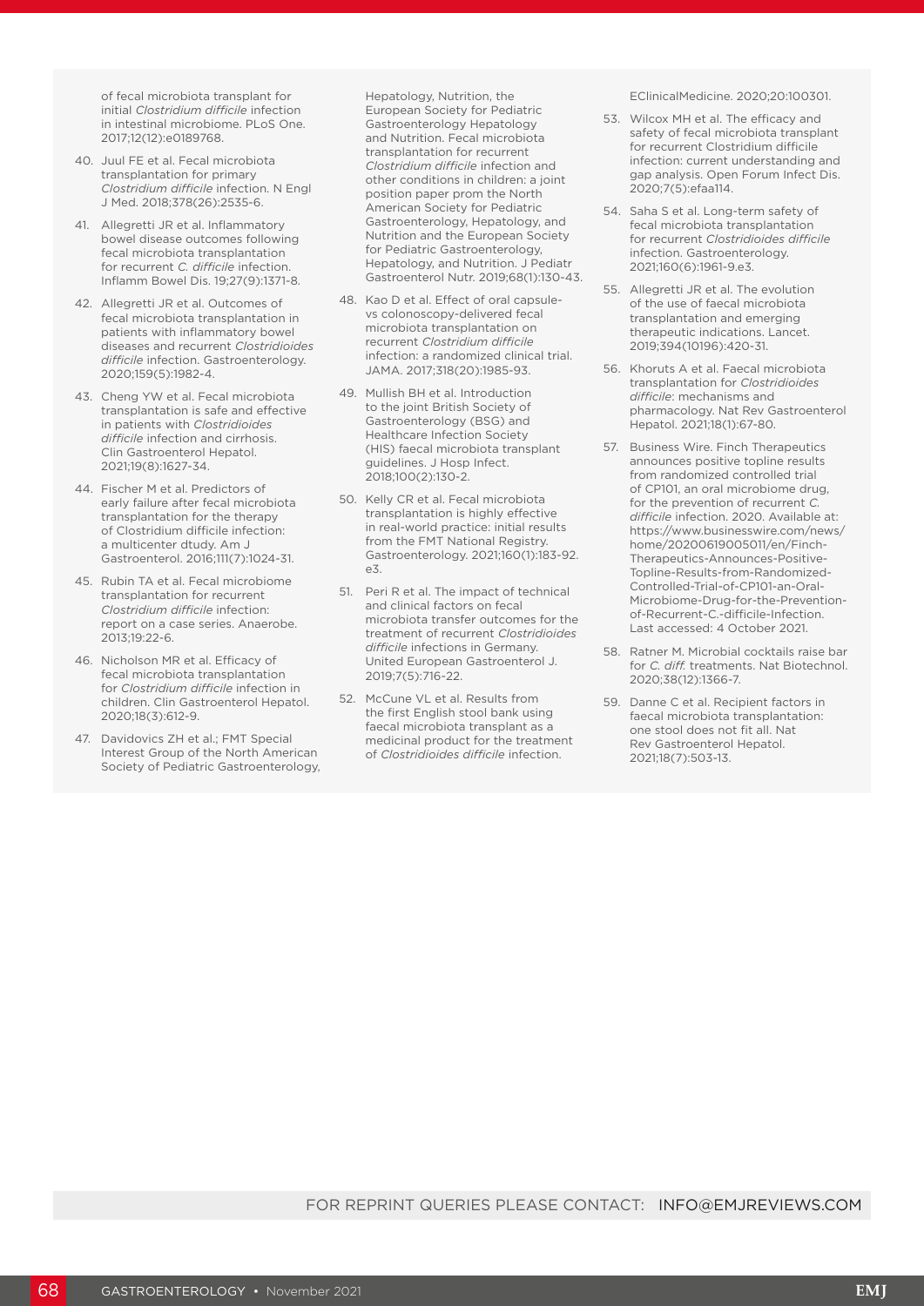of fecal microbiota transplant for initial *Clostridium difficile* infection in intestinal microbiome. PLoS One. 2017;12(12):e0189768.

40. Juul FE et al. Fecal microbiota transplantation for primary *Clostridium difficile* infection. N Engl J Med. 2018;378(26):2535-6.

41. Allegretti JR et al. Inflammatory bowel disease outcomes following fecal microbiota transplantation for recurrent *C. difficile* infection. Inflamm Bowel Dis. 19;27(9):1371-8.

42. Allegretti JR et al. Outcomes of fecal microbiota transplantation in patients with inflammatory bowel diseases and recurrent *Clostridioides difficile* infection. Gastroenterology. 2020;159(5):1982-4.

43. Cheng YW et al. Fecal microbiota transplantation is safe and effective in patients with *Clostridioides difficile* infection and cirrhosis. Clin Gastroenterol Hepatol. 2021;19(8):1627-34.

44. Fischer M et al. Predictors of early failure after fecal microbiota transplantation for the therapy of Clostridium difficile infection: a multicenter dtudy. Am J Gastroenterol. 2016;111(7):1024-31.

45. Rubin TA et al. Fecal microbiome transplantation for recurrent *Clostridium difficile* infection: report on a case series. Anaerobe. 2013;19:22-6.

46. Nicholson MR et al. Efficacy of fecal microbiota transplantation for *Clostridium difficile* infection in children. Clin Gastroenterol Hepatol. 2020;18(3):612-9.

47. Davidovics ZH et al.; FMT Special Interest Group of the North American Society of Pediatric Gastroenterology, Hepatology, Nutrition, the European Society for Pediatric Gastroenterology Hepatology and Nutrition. Fecal microbiota transplantation for recurrent *Clostridium difficile* infection and other conditions in children: a joint position paper prom the North American Society for Pediatric Gastroenterology, Hepatology, and Nutrition and the European Society for Pediatric Gastroenterology, Hepatology, and Nutrition. J Pediatr Gastroenterol Nutr. 2019;68(1):130-43.

48. Kao D et al. Effect of oral capsule- vs colonoscopy-delivered fecal microbiota transplantation on recurrent *Clostridium difficile* infection: a randomized clinical trial. JAMA. 2017;318(20):1985-93.

49. Mullish BH et al. Introduction to the joint British Society of Gastroenterology (BSG) and Healthcare Infection Society (HIS) faecal microbiota transplant guidelines. J Hosp Infect. 2018;100(2):130-2.

50. Kelly CR et al. Fecal microbiota transplantation is highly effective in real-world practice: initial results from the FMT National Registry. Gastroenterology. 2021;160(1):183-92.e3.

51. Peri R et al. The impact of technical and clinical factors on fecal microbiota transfer outcomes for the treatment of recurrent *Clostridioides difficile* infections in Germany. United European Gastroenterol J. 2019;7(5):716-22.

52. McCune VL et al. Results from the first English stool bank using faecal microbiota transplant as a medicinal product for the treatment of *Clostridioides difficile* infection. EClinicalMedicine. 2020;20:100301.

53. Wilcox MH et al. The efficacy and safety of fecal microbiota transplant for recurrent Clostridium difficile infection: current understanding and gap analysis. Open Forum Infect Dis. 2020;7(5):efaa114.

54. Saha S et al. Long-term safety of fecal microbiota transplantation for recurrent *Clostridioides difficile* infection. Gastroenterology. 2021;160(6):1961-9.e3.

55. Allegretti JR et al. The evolution of the use of faecal microbiota transplantation and emerging therapeutic indications. Lancet. 2019;394(10196):420-31.

56. Khoruts A et al. Faecal microbiota transplantation for *Clostridioides difficile*: mechanisms and pharmacology. Nat Rev Gastroenterol Hepatol. 2021;18(1):67-80.

57. Business Wire. Finch Therapeutics announces positive topline results from randomized controlled trial of CP101, an oral microbiome drug, for the prevention of recurrent *C. difficile* infection. 2020. Available at: https://www.businesswire.com/news/home/20200619005011/en/Finch-Therapeutics-Announces-Positive-Topline-Results-from-Randomized-Controlled-Trial-of-CP101-an-Oral-Microbiome-Drug-for-the-Prevention-of-Recurrent-C.-difficile-Infection. Last accessed: 4 October 2021.

58. Ratner M. Microbial cocktails raise bar for *C. diff.* treatments. Nat Biotechnol. 2020;38(12):1366-7.

59. Danne C et al. Recipient factors in faecal microbiota transplantation: one stool does not fit all. Nat Rev Gastroenterol Hepatol. 2021;18(7):503-13.

FOR REPRINT QUERIES PLEASE CONTACT: INFO@EMJREVIEWS.COM